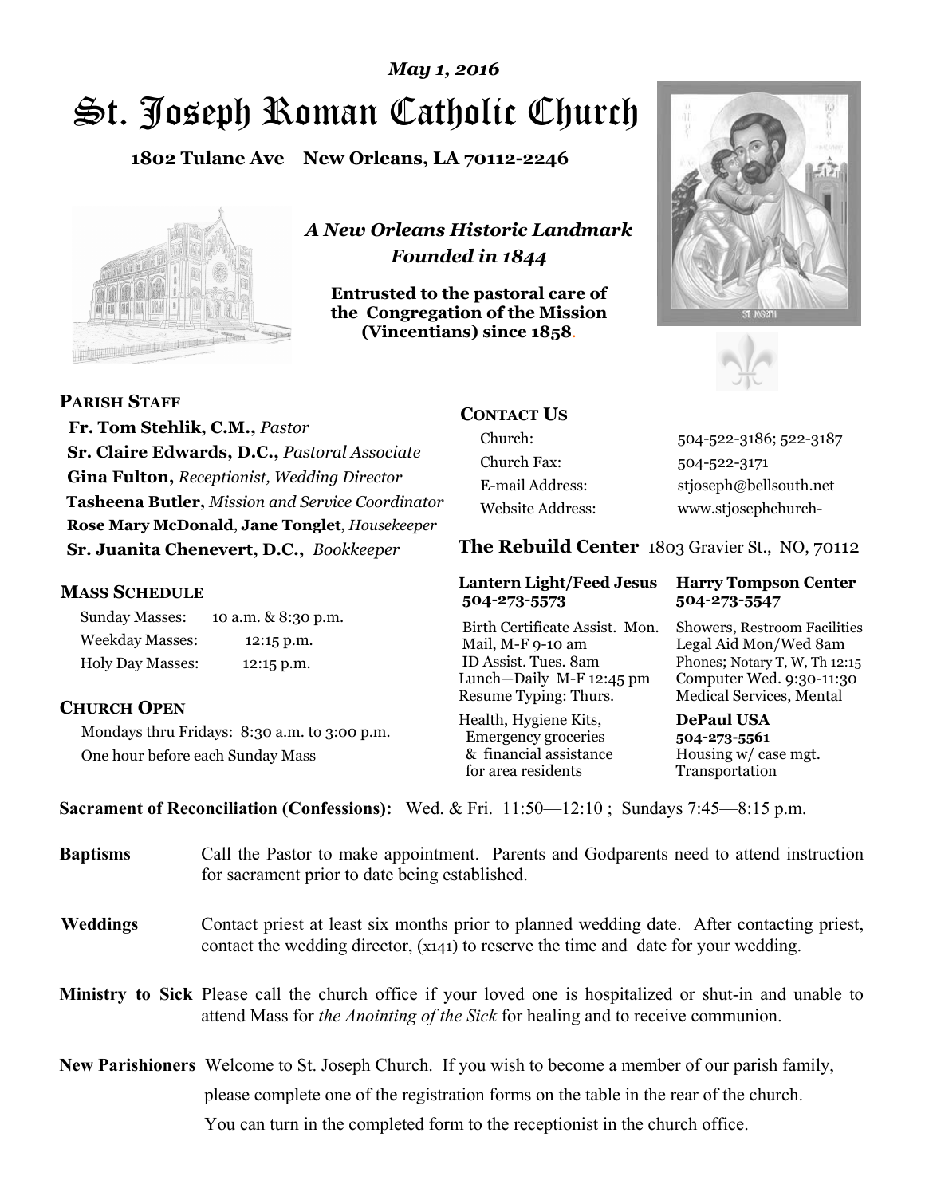*May 1, 2016*

# St. Joseph Roman Catholic Church

**1802 Tulane Ave New Orleans, LA 70112-2246**

***A New Orleans Historic Landmark***
***Founded in 1844***

**Entrusted to the pastoral care of the Congregation of the Mission (Vincentians) since 1858.**

## PARISH STAFF

**Fr. Tom Stehlik, C.M.,** *Pastor*
**Sr. Claire Edwards, D.C.,** *Pastoral Associate*
**Gina Fulton,** *Receptionist, Wedding Director*
**Tasheena Butler,** *Mission and Service Coordinator*
**Rose Mary McDonald**, **Jane Tonglet**, *Housekeeper*
**Sr. Juanita Chenevert, D.C.,** *Bookkeeper*

## MASS SCHEDULE

| | |
|---|---|
| Sunday Masses: | 10 a.m. & 8:30 p.m. |
| Weekday Masses: | 12:15 p.m. |
| Holy Day Masses: | 12:15 p.m. |

## CHURCH OPEN

Mondays thru Fridays: 8:30 a.m. to 3:00 p.m.
One hour before each Sunday Mass

## CONTACT US

| | |
|---|---|
| Church: | 504-522-3186; 522-3187 |
| Church Fax: | 504-522-3171 |
| E-mail Address: | stjoseph@bellsouth.net |
| Website Address: | www.stjosephchurch- |

## The Rebuild Center 1803 Gravier St., NO, 70112

**Lantern Light/Feed Jesus**
**504-273-5573**

Birth Certificate Assist. Mon.
Mail, M-F 9-10 am
ID Assist. Tues. 8am
Lunch—Daily M-F 12:45 pm
Resume Typing: Thurs.

Health, Hygiene Kits,
Emergency groceries
& financial assistance
for area residents

**Harry Tompson Center**
**504-273-5547**

Showers, Restroom Facilities
Legal Aid Mon/Wed 8am
Phones; Notary T, W, Th 12:15
Computer Wed. 9:30-11:30
Medical Services, Mental

**DePaul USA**
**504-273-5561**

Housing w/ case mgt.
Transportation

**Sacrament of Reconciliation (Confessions):** Wed. & Fri. 11:50—12:10 ; Sundays 7:45—8:15 p.m.

**Baptisms** Call the Pastor to make appointment. Parents and Godparents need to attend instruction for sacrament prior to date being established.

**Weddings** Contact priest at least six months prior to planned wedding date. After contacting priest, contact the wedding director, (x141) to reserve the time and date for your wedding.

**Ministry to Sick** Please call the church office if your loved one is hospitalized or shut-in and unable to attend Mass for *the Anointing of the Sick* for healing and to receive communion.

**New Parishioners** Welcome to St. Joseph Church. If you wish to become a member of our parish family, please complete one of the registration forms on the table in the rear of the church. You can turn in the completed form to the receptionist in the church office.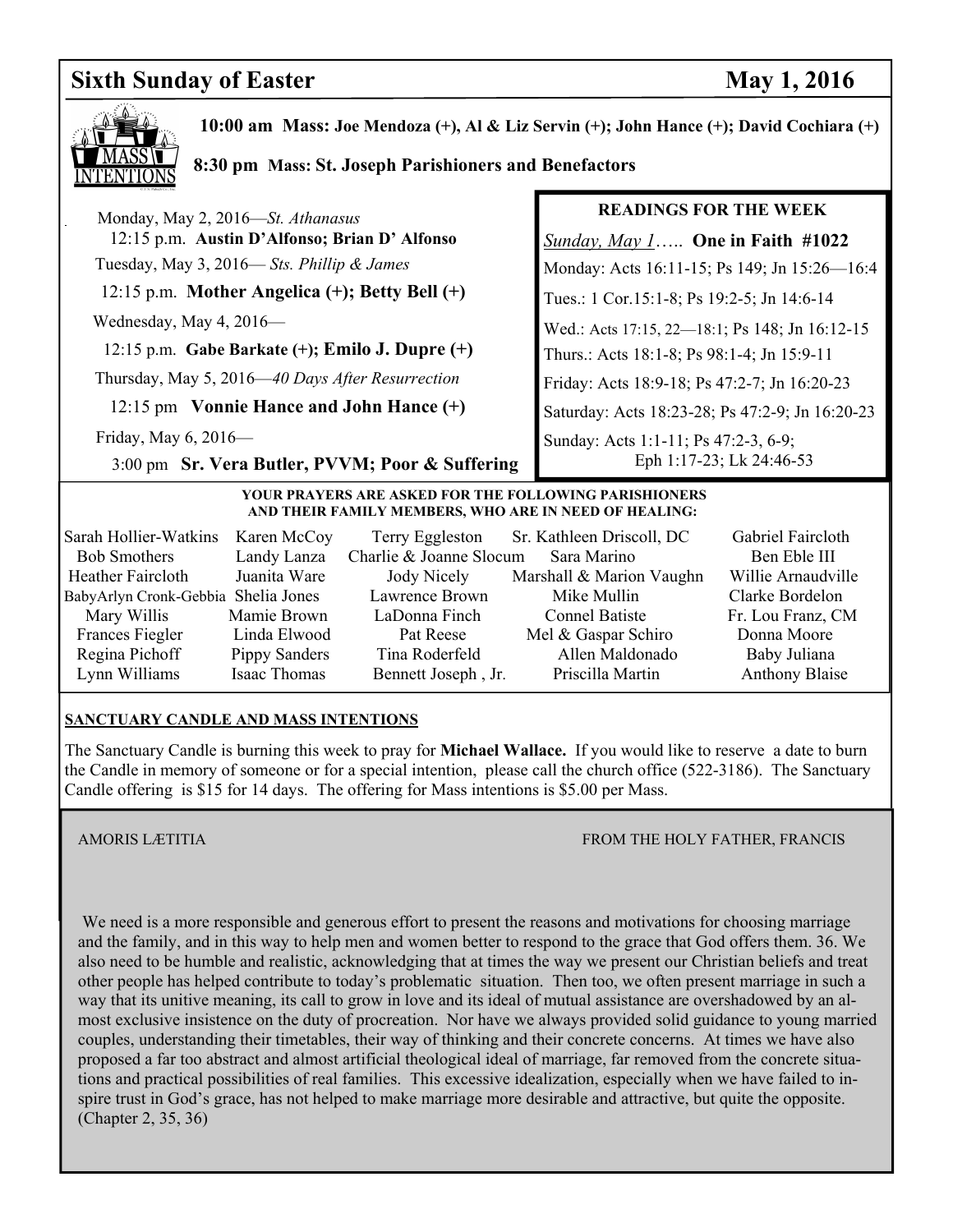# Sixth Sunday of Easter — May 1, 2016

**10:00 am Mass: Joe Mendoza (+), Al & Liz Servin (+); John Hance (+); David Cochiara (+)**

**8:30 pm Mass: St. Joseph Parishioners and Benefactors**

Monday, May 2, 2016—*St. Athanasus*
12:15 p.m. **Austin D'Alfonso; Brian D' Alfonso**

Tuesday, May 3, 2016— *Sts. Phillip & James*
12:15 p.m. **Mother Angelica (+); Betty Bell (+)**

Wednesday, May 4, 2016—
12:15 p.m. **Gabe Barkate (+); Emilo J. Dupre (+)**

Thursday, May 5, 2016—*40 Days After Resurrection*
12:15 pm **Vonnie Hance and John Hance (+)**

Friday, May 6, 2016—
3:00 pm **Sr. Vera Butler, PVVM; Poor & Suffering**

## READINGS FOR THE WEEK

*Sunday, May 1*….. **One in Faith #1022**

Monday: Acts 16:11-15; Ps 149; Jn 15:26—16:4

Tues.: 1 Cor.15:1-8; Ps 19:2-5; Jn 14:6-14

Wed.: Acts 17:15, 22—18:1; Ps 148; Jn 16:12-15

Thurs.: Acts 18:1-8; Ps 98:1-4; Jn 15:9-11

Friday: Acts 18:9-18; Ps 47:2-7; Jn 16:20-23

Saturday: Acts 18:23-28; Ps 47:2-9; Jn 16:20-23

Sunday: Acts 1:1-11; Ps 47:2-3, 6-9; Eph 1:17-23; Lk 24:46-53

**YOUR PRAYERS ARE ASKED FOR THE FOLLOWING PARISHIONERS AND THEIR FAMILY MEMBERS, WHO ARE IN NEED OF HEALING:**

| | | | | |
|---|---|---|---|---|
| Sarah Hollier-Watkins | Karen McCoy | Terry Eggleston | Sr. Kathleen Driscoll, DC | Gabriel Faircloth |
| Bob Smothers | Landy Lanza | Charlie & Joanne Slocum | Sara Marino | Ben Eble III |
| Heather Faircloth | Juanita Ware | Jody Nicely | Marshall & Marion Vaughn | Willie Arnaudville |
| BabyArlyn Cronk-Gebbia | Shelia Jones | Lawrence Brown | Mike Mullin | Clarke Bordelon |
| Mary Willis | Mamie Brown | LaDonna Finch | Connel Batiste | Fr. Lou Franz, CM |
| Frances Fiegler | Linda Elwood | Pat Reese | Mel & Gaspar Schiro | Donna Moore |
| Regina Pichoff | Pippy Sanders | Tina Roderfeld | Allen Maldonado | Baby Juliana |
| Lynn Williams | Isaac Thomas | Bennett Joseph , Jr. | Priscilla Martin | Anthony Blaise |

## SANCTUARY CANDLE AND MASS INTENTIONS

The Sanctuary Candle is burning this week to pray for **Michael Wallace.** If you would like to reserve a date to burn the Candle in memory of someone or for a special intention, please call the church office (522-3186). The Sanctuary Candle offering is $15 for 14 days. The offering for Mass intentions is $5.00 per Mass.

AMORIS LÆTITIA — FROM THE HOLY FATHER, FRANCIS

We need is a more responsible and generous effort to present the reasons and motivations for choosing marriage and the family, and in this way to help men and women better to respond to the grace that God offers them. 36. We also need to be humble and realistic, acknowledging that at times the way we present our Christian beliefs and treat other people has helped contribute to today's problematic situation. Then too, we often present marriage in such a way that its unitive meaning, its call to grow in love and its ideal of mutual assistance are overshadowed by an almost exclusive insistence on the duty of procreation. Nor have we always provided solid guidance to young married couples, understanding their timetables, their way of thinking and their concrete concerns. At times we have also proposed a far too abstract and almost artificial theological ideal of marriage, far removed from the concrete situations and practical possibilities of real families. This excessive idealization, especially when we have failed to inspire trust in God's grace, has not helped to make marriage more desirable and attractive, but quite the opposite. (Chapter 2, 35, 36)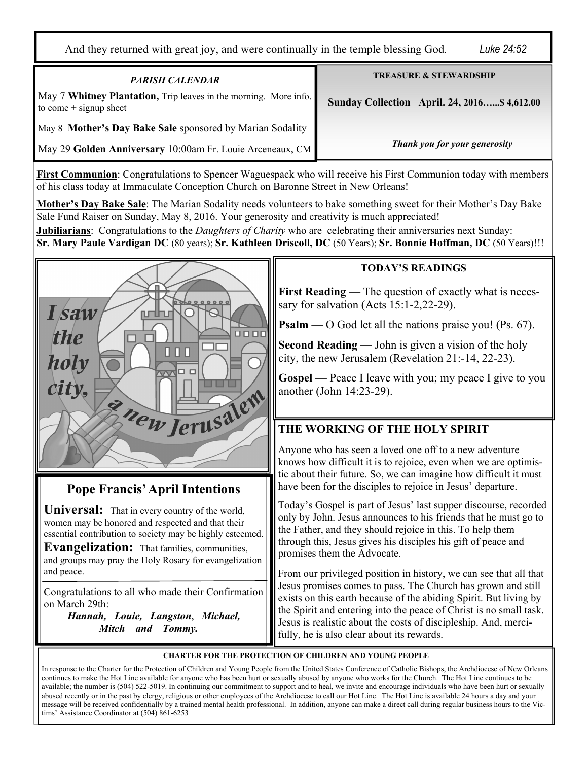And they returned with great joy, and were continually in the temple blessing God. *Luke 24:52*

### *PARISH CALENDAR*

May 7 **Whitney Plantation,** Trip leaves in the morning. More info. to come + signup sheet

May 8 **Mother's Day Bake Sale** sponsored by Marian Sodality

May 29 **Golden Anniversary** 10:00am Fr. Louie Arceneaux, CM

### TREASURE & STEWARDSHIP

**Sunday Collection April. 24, 2016…...$ 4,612.00**

***Thank you for your generosity***

**First Communion**: Congratulations to Spencer Waguespack who will receive his First Communion today with members of his class today at Immaculate Conception Church on Baronne Street in New Orleans!

**Mother's Day Bake Sale**: The Marian Sodality needs volunteers to bake something sweet for their Mother's Day Bake Sale Fund Raiser on Sunday, May 8, 2016. Your generosity and creativity is much appreciated!

**Jubiliarians**: Congratulations to the *Daughters of Charity* who are celebrating their anniversaries next Sunday: **Sr. Mary Paule Vardigan DC** (80 years); **Sr. Kathleen Driscoll, DC** (50 Years); **Sr. Bonnie Hoffman, DC** (50 Years)!!!

I saw the holy city, a new Jerusalem

## Pope Francis' April Intentions

**Universal:** That in every country of the world, women may be honored and respected and that their essential contribution to society may be highly esteemed.

**Evangelization:** That families, communities, and groups may pray the Holy Rosary for evangelization and peace.

Congratulations to all who made their Confirmation on March 29th:

***Hannah, Louie, Langston, Michael, Mitch and Tommy.***

### TODAY'S READINGS

**First Reading** — The question of exactly what is necessary for salvation (Acts 15:1-2,22-29).

**Psalm** — O God let all the nations praise you! (Ps. 67).

**Second Reading** — John is given a vision of the holy city, the new Jerusalem (Revelation 21:-14, 22-23).

**Gospel** — Peace I leave with you; my peace I give to you another (John 14:23-29).

### THE WORKING OF THE HOLY SPIRIT

Anyone who has seen a loved one off to a new adventure knows how difficult it is to rejoice, even when we are optimistic about their future. So, we can imagine how difficult it must have been for the disciples to rejoice in Jesus' departure.

Today's Gospel is part of Jesus' last supper discourse, recorded only by John. Jesus announces to his friends that he must go to the Father, and they should rejoice in this. To help them through this, Jesus gives his disciples his gift of peace and promises them the Advocate.

From our privileged position in history, we can see that all that Jesus promises comes to pass. The Church has grown and still exists on this earth because of the abiding Spirit. But living by the Spirit and entering into the peace of Christ is no small task. Jesus is realistic about the costs of discipleship. And, mercifully, he is also clear about its rewards.

### CHARTER FOR THE PROTECTION OF CHILDREN AND YOUNG PEOPLE

In response to the Charter for the Protection of Children and Young People from the United States Conference of Catholic Bishops, the Archdiocese of New Orleans continues to make the Hot Line available for anyone who has been hurt or sexually abused by anyone who works for the Church. The Hot Line continues to be available; the number is (504) 522-5019. In continuing our commitment to support and to heal, we invite and encourage individuals who have been hurt or sexually abused recently or in the past by clergy, religious or other employees of the Archdiocese to call our Hot Line. The Hot Line is available 24 hours a day and your message will be received confidentially by a trained mental health professional. In addition, anyone can make a direct call during regular business hours to the Victims' Assistance Coordinator at (504) 861-6253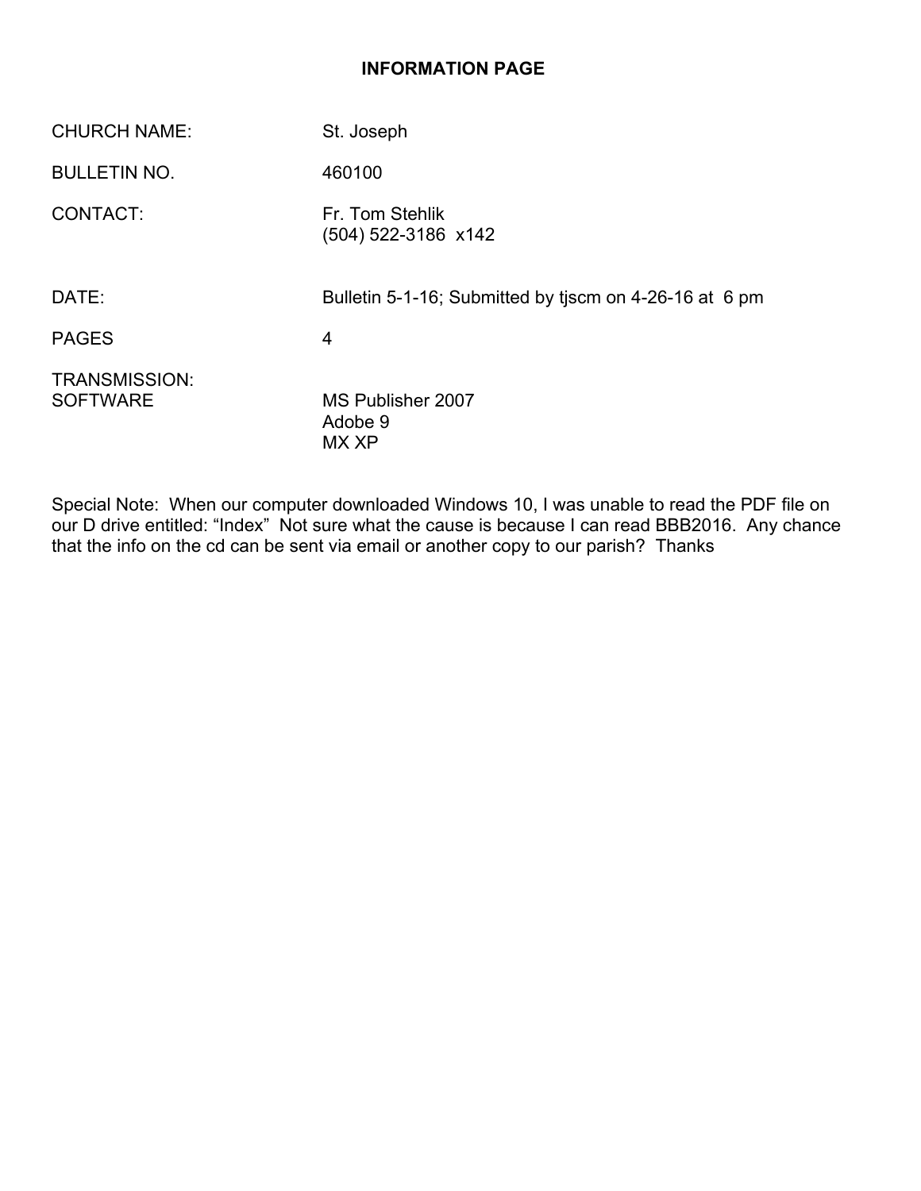**INFORMATION PAGE**

| | |
|---|---|
| CHURCH NAME: | St. Joseph |
| BULLETIN NO. | 460100 |
| CONTACT: | Fr. Tom Stehlik<br>(504) 522-3186 x142 |
| DATE: | Bulletin 5-1-16; Submitted by tjscm on 4-26-16 at 6 pm |
| PAGES | 4 |
| TRANSMISSION:<br>SOFTWARE | MS Publisher 2007<br>Adobe 9<br>MX XP |

Special Note: When our computer downloaded Windows 10, I was unable to read the PDF file on our D drive entitled: "Index" Not sure what the cause is because I can read BBB2016. Any chance that the info on the cd can be sent via email or another copy to our parish? Thanks